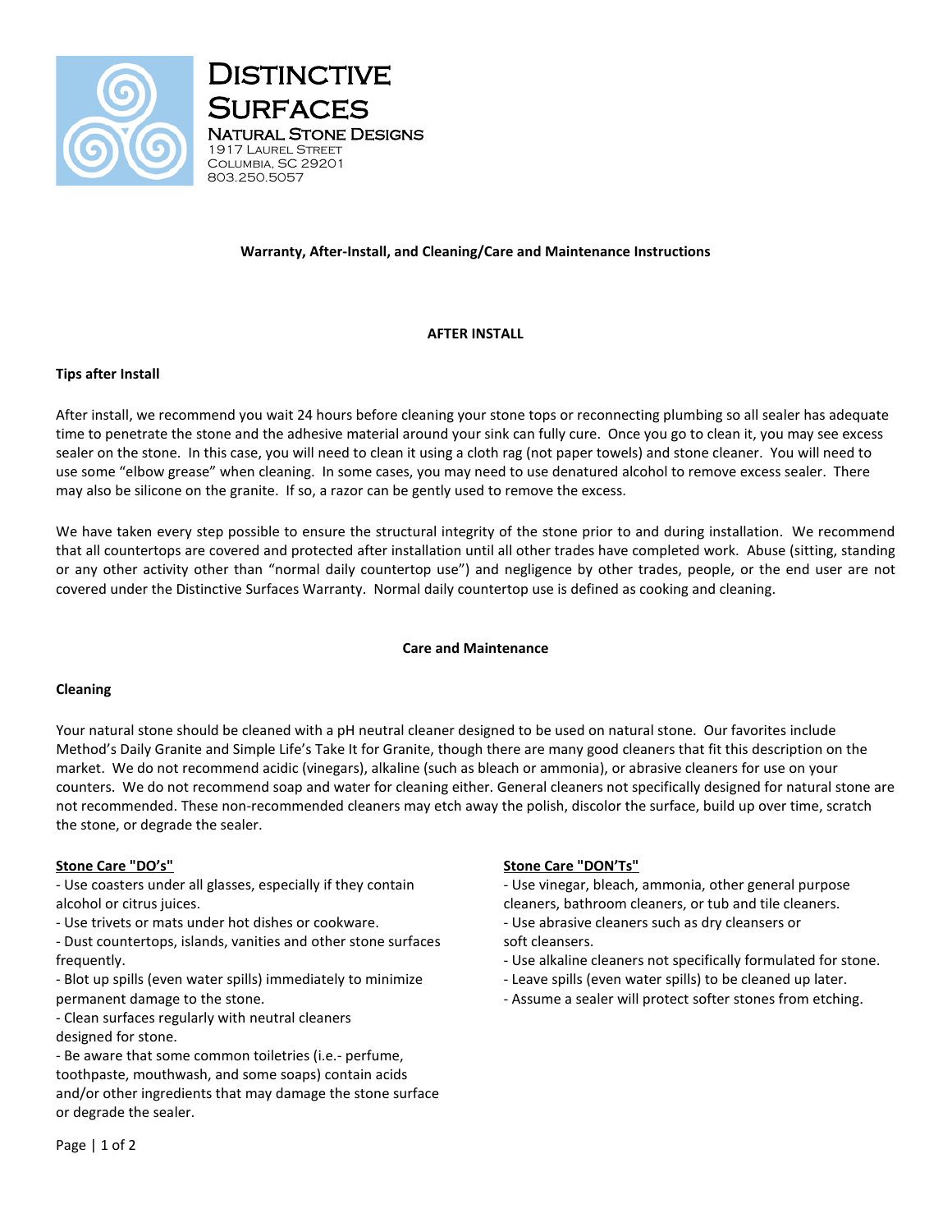# Distinctive Surfaces

Natural Stone Designs
1917 Laurel Street
Columbia, SC 29201
803.250.5057

## Warranty, After-Install, and Cleaning/Care and Maintenance Instructions

## AFTER INSTALL

### Tips after Install

After install, we recommend you wait 24 hours before cleaning your stone tops or reconnecting plumbing so all sealer has adequate time to penetrate the stone and the adhesive material around your sink can fully cure. Once you go to clean it, you may see excess sealer on the stone. In this case, you will need to clean it using a cloth rag (not paper towels) and stone cleaner. You will need to use some "elbow grease" when cleaning. In some cases, you may need to use denatured alcohol to remove excess sealer. There may also be silicone on the granite. If so, a razor can be gently used to remove the excess.

We have taken every step possible to ensure the structural integrity of the stone prior to and during installation. We recommend that all countertops are covered and protected after installation until all other trades have completed work. Abuse (sitting, standing or any other activity other than "normal daily countertop use") and negligence by other trades, people, or the end user are not covered under the Distinctive Surfaces Warranty. Normal daily countertop use is defined as cooking and cleaning.

## Care and Maintenance

### Cleaning

Your natural stone should be cleaned with a pH neutral cleaner designed to be used on natural stone. Our favorites include Method's Daily Granite and Simple Life's Take It for Granite, though there are many good cleaners that fit this description on the market. We do not recommend acidic (vinegars), alkaline (such as bleach or ammonia), or abrasive cleaners for use on your counters. We do not recommend soap and water for cleaning either. General cleaners not specifically designed for natural stone are not recommended. These non-recommended cleaners may etch away the polish, discolor the surface, build up over time, scratch the stone, or degrade the sealer.

**Stone Care "DO's"**

- Use coasters under all glasses, especially if they contain alcohol or citrus juices.
- Use trivets or mats under hot dishes or cookware.
- Dust countertops, islands, vanities and other stone surfaces frequently.
- Blot up spills (even water spills) immediately to minimize permanent damage to the stone.
- Clean surfaces regularly with neutral cleaners designed for stone.
- Be aware that some common toiletries (i.e.- perfume, toothpaste, mouthwash, and some soaps) contain acids and/or other ingredients that may damage the stone surface or degrade the sealer.

**Stone Care "DON'Ts"**

- Use vinegar, bleach, ammonia, other general purpose cleaners, bathroom cleaners, or tub and tile cleaners.
- Use abrasive cleaners such as dry cleansers or soft cleansers.
- Use alkaline cleaners not specifically formulated for stone.
- Leave spills (even water spills) to be cleaned up later.
- Assume a sealer will protect softer stones from etching.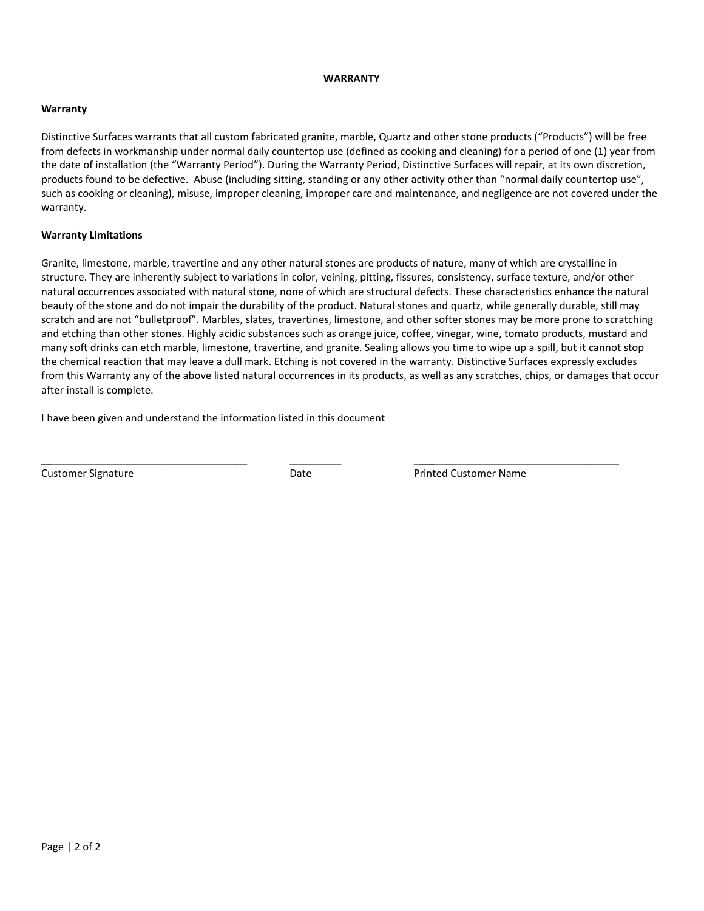# WARRANTY

## Warranty

Distinctive Surfaces warrants that all custom fabricated granite, marble, Quartz and other stone products ("Products") will be free from defects in workmanship under normal daily countertop use (defined as cooking and cleaning) for a period of one (1) year from the date of installation (the "Warranty Period"). During the Warranty Period, Distinctive Surfaces will repair, at its own discretion, products found to be defective. Abuse (including sitting, standing or any other activity other than "normal daily countertop use", such as cooking or cleaning), misuse, improper cleaning, improper care and maintenance, and negligence are not covered under the warranty.

## Warranty Limitations

Granite, limestone, marble, travertine and any other natural stones are products of nature, many of which are crystalline in structure. They are inherently subject to variations in color, veining, pitting, fissures, consistency, surface texture, and/or other natural occurrences associated with natural stone, none of which are structural defects. These characteristics enhance the natural beauty of the stone and do not impair the durability of the product. Natural stones and quartz, while generally durable, still may scratch and are not "bulletproof". Marbles, slates, travertines, limestone, and other softer stones may be more prone to scratching and etching than other stones. Highly acidic substances such as orange juice, coffee, vinegar, wine, tomato products, mustard and many soft drinks can etch marble, limestone, travertine, and granite. Sealing allows you time to wipe up a spill, but it cannot stop the chemical reaction that may leave a dull mark. Etching is not covered in the warranty. Distinctive Surfaces expressly excludes from this Warranty any of the above listed natural occurrences in its products, as well as any scratches, chips, or damages that occur after install is complete.

I have been given and understand the information listed in this document

| | | |
|---|---|---|
| ______________________________ | __________ | ______________________________ |
| Customer Signature | Date | Printed Customer Name |